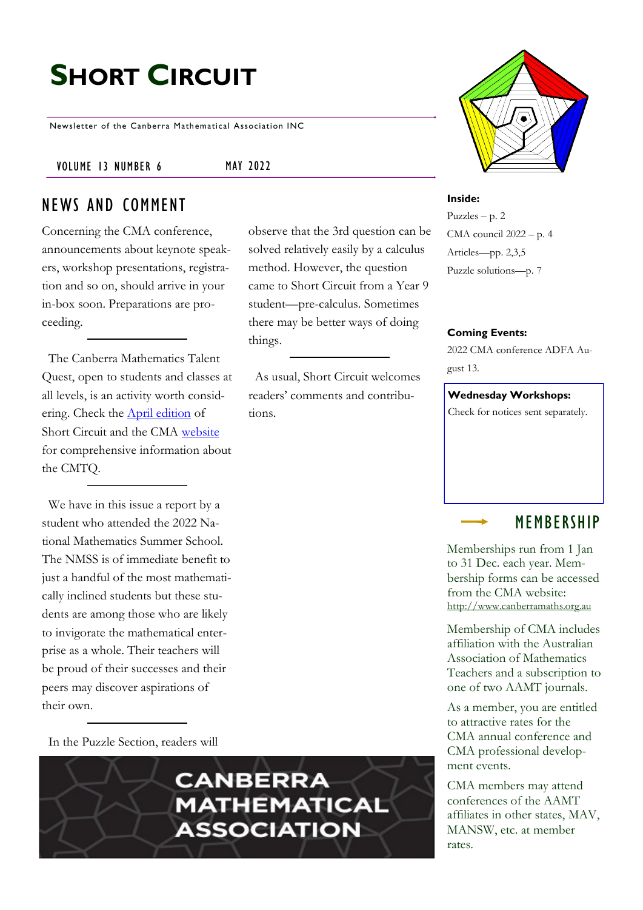# SHORT CIRCUIT

Newsletter of the Canberra Mathematical Association INC

VOLUME 13 NUMBER 6 MAY 2022

## NEWS AND COMMENT

Concerning the CMA conference, announcements about keynote speakers, workshop presentations, registration and so on, should arrive in your in-box soon. Preparations are proceeding.

---

The Canberra Mathematics Talent Quest, open to students and classes at all levels, is an activity worth considering. Check the [April edition] of Short Circuit and the CMA [website] for comprehensive information about the CMTQ.

---

We have in this issue a report by a student who attended the 2022 National Mathematics Summer School. The NMSS is of immediate benefit to just a handful of the most mathematically inclined students but these students are among those who are likely to invigorate the mathematical enterprise as a whole. Their teachers will be proud of their successes and their peers may discover aspirations of their own.

---

In the Puzzle Section, readers will observe that the 3rd question can be solved relatively easily by a calculus method. However, the question came to Short Circuit from a Year 9 student—pre-calculus. Sometimes there may be better ways of doing things.

---

As usual, Short Circuit welcomes readers' comments and contributions.

CANBERRA MATHEMATICAL ASSOCIATION

**Inside:**

Puzzles – p. 2
CMA council 2022 – p. 4
Articles—pp. 2,3,5
Puzzle solutions—p. 7

**Coming Events:**

2022 CMA conference ADFA August 13.

**Wednesday Workshops:**

Check for notices sent separately.

## MEMBERSHIP

Memberships run from 1 Jan to 31 Dec. each year. Membership forms can be accessed from the CMA website: http://www.canberramaths.org.au

Membership of CMA includes affiliation with the Australian Association of Mathematics Teachers and a subscription to one of two AAMT journals.

As a member, you are entitled to attractive rates for the CMA annual conference and CMA professional development events.

CMA members may attend conferences of the AAMT affiliates in other states, MAV, MANSW, etc. at member rates.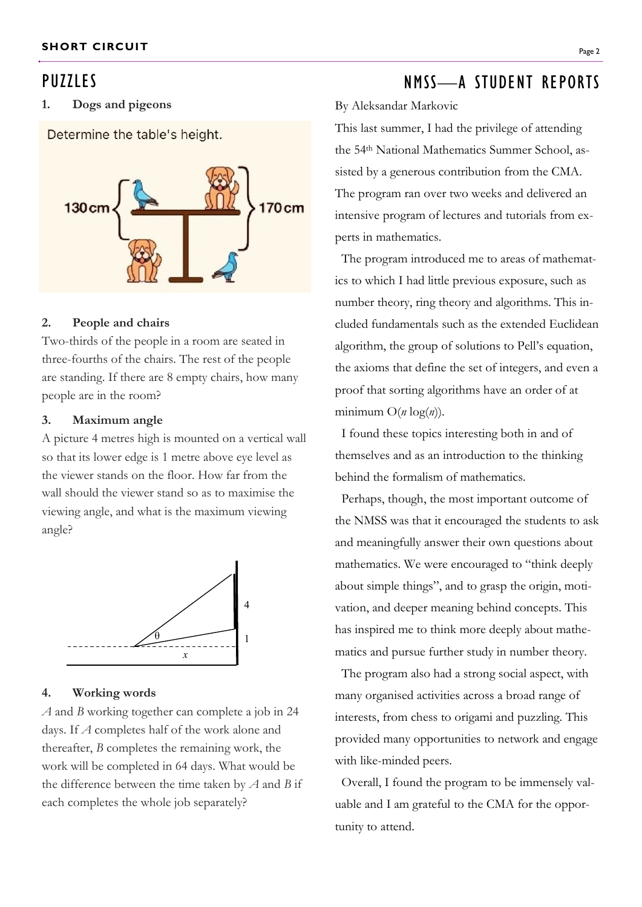# PUZZLES

### 1. Dogs and pigeons

Determine the table's height.

130cm | 170cm

### 2. People and chairs

Two-thirds of the people in a room are seated in three-fourths of the chairs. The rest of the people are standing. If there are 8 empty chairs, how many people are in the room?

### 3. Maximum angle

A picture 4 metres high is mounted on a vertical wall so that its lower edge is 1 metre above eye level as the viewer stands on the floor. How far from the wall should the viewer stand so as to maximise the viewing angle, and what is the maximum viewing angle?

$\theta$, $x$, 4, 1

### 4. Working words

*A* and *B* working together can complete a job in 24 days. If *A* completes half of the work alone and thereafter, *B* completes the remaining work, the work will be completed in 64 days. What would be the difference between the time taken by *A* and *B* if each completes the whole job separately?

# NMSS—A STUDENT REPORTS

By Aleksandar Markovic

This last summer, I had the privilege of attending the 54th National Mathematics Summer School, assisted by a generous contribution from the CMA. The program ran over two weeks and delivered an intensive program of lectures and tutorials from experts in mathematics.

The program introduced me to areas of mathematics to which I had little previous exposure, such as number theory, ring theory and algorithms. This included fundamentals such as the extended Euclidean algorithm, the group of solutions to Pell's equation, the axioms that define the set of integers, and even a proof that sorting algorithms have an order of at minimum $O(n \log(n))$.

I found these topics interesting both in and of themselves and as an introduction to the thinking behind the formalism of mathematics.

Perhaps, though, the most important outcome of the NMSS was that it encouraged the students to ask and meaningfully answer their own questions about mathematics. We were encouraged to "think deeply about simple things", and to grasp the origin, motivation, and deeper meaning behind concepts. This has inspired me to think more deeply about mathematics and pursue further study in number theory.

The program also had a strong social aspect, with many organised activities across a broad range of interests, from chess to origami and puzzling. This provided many opportunities to network and engage with like-minded peers.

Overall, I found the program to be immensely valuable and I am grateful to the CMA for the opportunity to attend.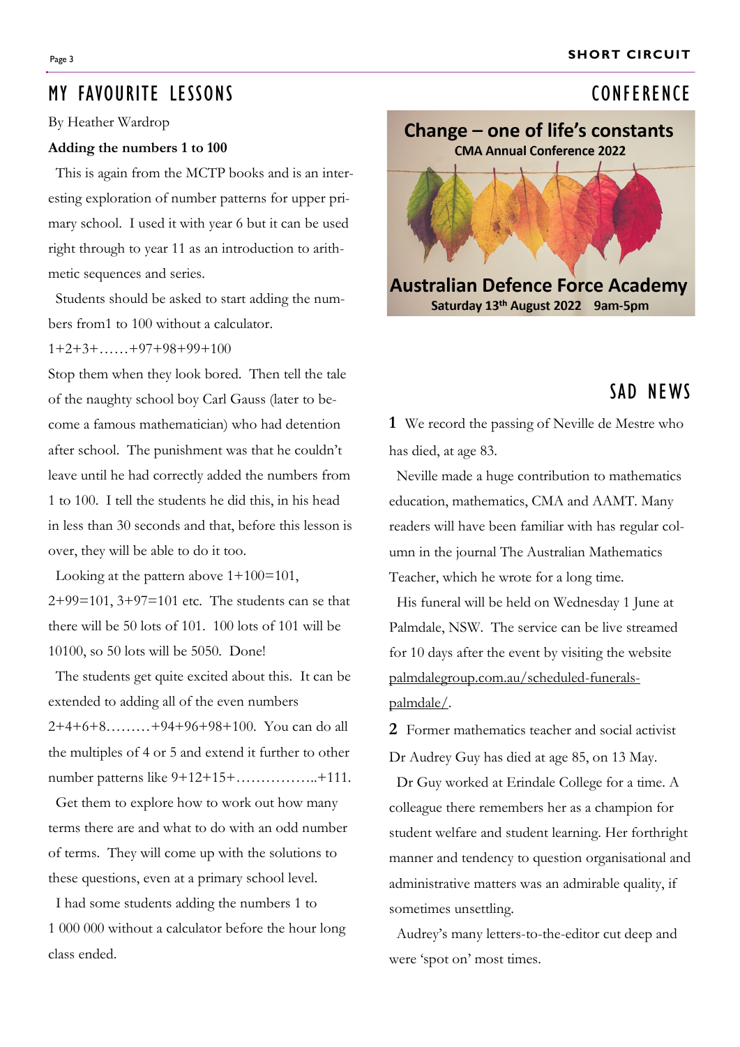## MY FAVOURITE LESSONS

By Heather Wardrop

**Adding the numbers 1 to 100**

This is again from the MCTP books and is an interesting exploration of number patterns for upper primary school. I used it with year 6 but it can be used right through to year 11 as an introduction to arithmetic sequences and series.

Students should be asked to start adding the numbers from1 to 100 without a calculator.

1+2+3+……+97+98+99+100

Stop them when they look bored. Then tell the tale of the naughty school boy Carl Gauss (later to become a famous mathematician) who had detention after school. The punishment was that he couldn't leave until he had correctly added the numbers from 1 to 100. I tell the students he did this, in his head in less than 30 seconds and that, before this lesson is over, they will be able to do it too.

Looking at the pattern above 1+100=101, 2+99=101, 3+97=101 etc. The students can se that there will be 50 lots of 101. 100 lots of 101 will be 10100, so 50 lots will be 5050. Done!

The students get quite excited about this. It can be extended to adding all of the even numbers 2+4+6+8………+94+96+98+100. You can do all the multiples of 4 or 5 and extend it further to other number patterns like 9+12+15+……………..+111.

Get them to explore how to work out how many terms there are and what to do with an odd number of terms. They will come up with the solutions to these questions, even at a primary school level.

I had some students adding the numbers 1 to 1 000 000 without a calculator before the hour long class ended.

## CONFERENCE

**Change – one of life's constants**

**CMA Annual Conference 2022**

**Australian Defence Force Academy**

**Saturday 13th August 2022 9am-5pm**

## SAD NEWS

**1** We record the passing of Neville de Mestre who has died, at age 83.

Neville made a huge contribution to mathematics education, mathematics, CMA and AAMT. Many readers will have been familiar with has regular column in the journal The Australian Mathematics Teacher, which he wrote for a long time.

His funeral will be held on Wednesday 1 June at Palmdale, NSW. The service can be live streamed for 10 days after the event by visiting the website palmdalegroup.com.au/scheduled-funerals-palmdale/.

**2** Former mathematics teacher and social activist Dr Audrey Guy has died at age 85, on 13 May.

Dr Guy worked at Erindale College for a time. A colleague there remembers her as a champion for student welfare and student learning. Her forthright manner and tendency to question organisational and administrative matters was an admirable quality, if sometimes unsettling.

Audrey's many letters-to-the-editor cut deep and were 'spot on' most times.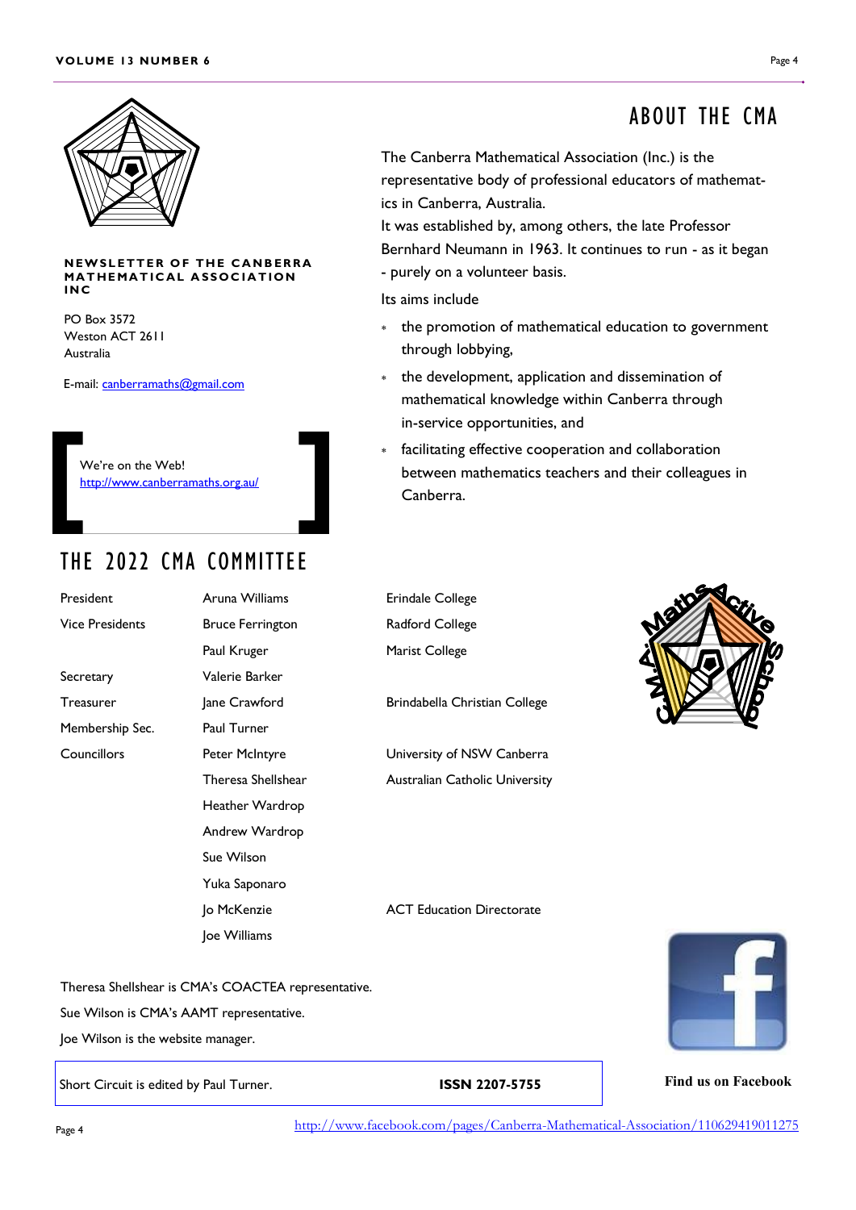**NEWSLETTER OF THE CANBERRA MATHEMATICAL ASSOCIATION INC**

PO Box 3572
Weston ACT 2611
Australia

E-mail: canberramaths@gmail.com

We're on the Web!
http://www.canberramaths.org.au/

# ABOUT THE CMA

The Canberra Mathematical Association (Inc.) is the representative body of professional educators of mathematics in Canberra, Australia.

It was established by, among others, the late Professor Bernhard Neumann in 1963. It continues to run - as it began - purely on a volunteer basis.

Its aims include

- the promotion of mathematical education to government through lobbying,
- the development, application and dissemination of mathematical knowledge within Canberra through in-service opportunities, and
- facilitating effective cooperation and collaboration between mathematics teachers and their colleagues in Canberra.

# THE 2022 CMA COMMITTEE

| | | |
|---|---|---|
| President | Aruna Williams | Erindale College |
| Vice Presidents | Bruce Ferrington | Radford College |
| | Paul Kruger | Marist College |
| Secretary | Valerie Barker | |
| Treasurer | Jane Crawford | Brindabella Christian College |
| Membership Sec. | Paul Turner | |
| Councillors | Peter McIntyre | University of NSW Canberra |
| | Theresa Shellshear | Australian Catholic University |
| | Heather Wardrop | |
| | Andrew Wardrop | |
| | Sue Wilson | |
| | Yuka Saponaro | |
| | Jo McKenzie | ACT Education Directorate |
| | Joe Williams | |

Theresa Shellshear is CMA's COACTEA representative.

Sue Wilson is CMA's AAMT representative.

Joe Wilson is the website manager.

Short Circuit is edited by Paul Turner. **ISSN 2207-5755**

**Find us on Facebook**

http://www.facebook.com/pages/Canberra-Mathematical-Association/110629419011275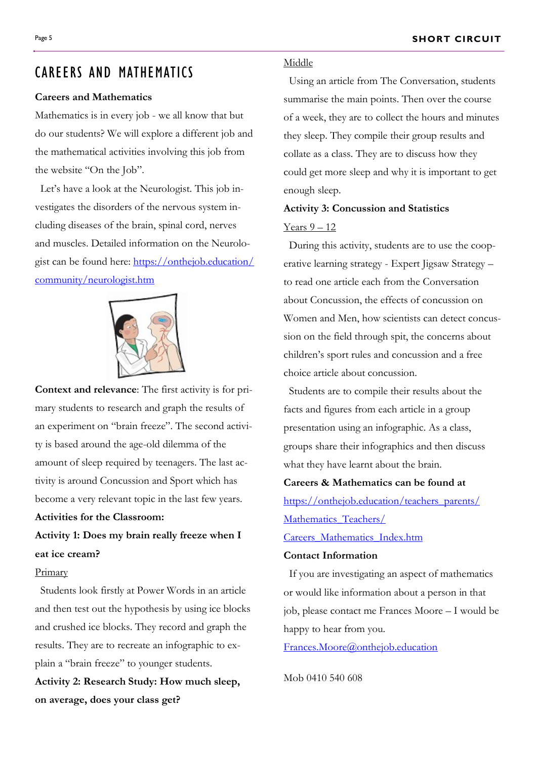# CAREERS AND MATHEMATICS

**Careers and Mathematics**

Mathematics is in every job - we all know that but do our students? We will explore a different job and the mathematical activities involving this job from the website "On the Job".

Let's have a look at the Neurologist. This job investigates the disorders of the nervous system including diseases of the brain, spinal cord, nerves and muscles. Detailed information on the Neurologist can be found here: [https://onthejob.education/community/neurologist.htm](https://onthejob.education/community/neurologist.htm)

**Context and relevance**: The first activity is for primary students to research and graph the results of an experiment on "brain freeze". The second activity is based around the age-old dilemma of the amount of sleep required by teenagers. The last activity is around Concussion and Sport which has become a very relevant topic in the last few years.

**Activities for the Classroom:**

**Activity 1: Does my brain really freeze when I eat ice cream?**

Primary

Students look firstly at Power Words in an article and then test out the hypothesis by using ice blocks and crushed ice blocks. They record and graph the results. They are to recreate an infographic to explain a "brain freeze" to younger students.

**Activity 2: Research Study: How much sleep, on average, does your class get?**

Middle

Using an article from The Conversation, students summarise the main points. Then over the course of a week, they are to collect the hours and minutes they sleep. They compile their group results and collate as a class. They are to discuss how they could get more sleep and why it is important to get enough sleep.

**Activity 3: Concussion and Statistics**

Years 9 – 12

During this activity, students are to use the cooperative learning strategy - Expert Jigsaw Strategy – to read one article each from the Conversation about Concussion, the effects of concussion on Women and Men, how scientists can detect concussion on the field through spit, the concerns about children's sport rules and concussion and a free choice article about concussion.

Students are to compile their results about the facts and figures from each article in a group presentation using an infographic. As a class, groups share their infographics and then discuss what they have learnt about the brain.

**Careers & Mathematics can be found at** [https://onthejob.education/teachers_parents/Mathematics_Teachers/Careers_Mathematics_Index.htm](https://onthejob.education/teachers_parents/Mathematics_Teachers/Careers_Mathematics_Index.htm)

**Contact Information**

If you are investigating an aspect of mathematics or would like information about a person in that job, please contact me Frances Moore – I would be happy to hear from you.

[Frances.Moore@onthejob.education](mailto:Frances.Moore@onthejob.education)

Mob 0410 540 608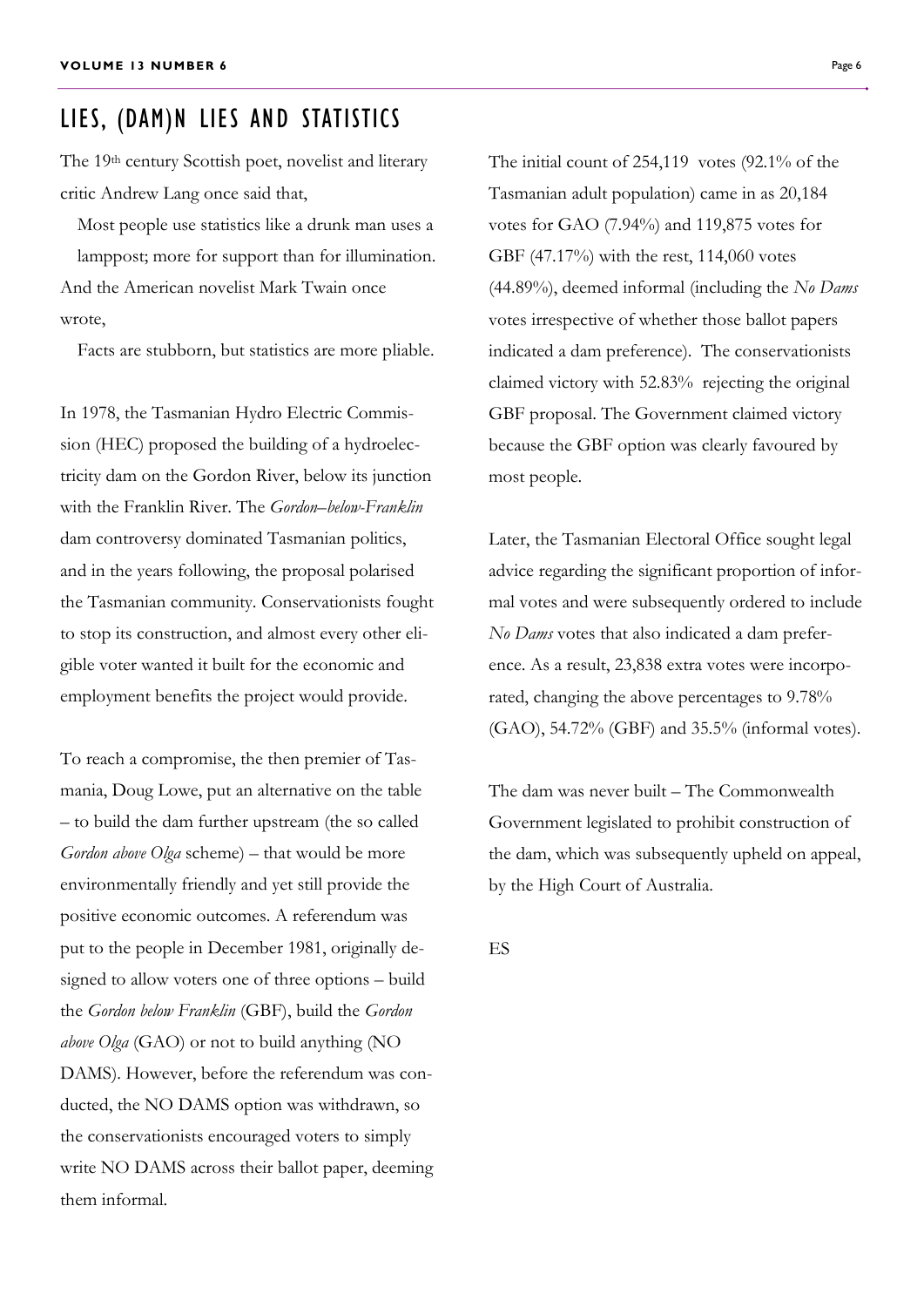## LIES, (DAM)N LIES AND STATISTICS

The 19th century Scottish poet, novelist and literary critic Andrew Lang once said that,

> Most people use statistics like a drunk man uses a lamppost; more for support than for illumination.

And the American novelist Mark Twain once wrote,

> Facts are stubborn, but statistics are more pliable.

In 1978, the Tasmanian Hydro Electric Commission (HEC) proposed the building of a hydroelectricity dam on the Gordon River, below its junction with the Franklin River. The *Gordon–below-Franklin* dam controversy dominated Tasmanian politics, and in the years following, the proposal polarised the Tasmanian community. Conservationists fought to stop its construction, and almost every other eligible voter wanted it built for the economic and employment benefits the project would provide.

To reach a compromise, the then premier of Tasmania, Doug Lowe, put an alternative on the table – to build the dam further upstream (the so called *Gordon above Olga* scheme) – that would be more environmentally friendly and yet still provide the positive economic outcomes. A referendum was put to the people in December 1981, originally designed to allow voters one of three options – build the *Gordon below Franklin* (GBF), build the *Gordon above Olga* (GAO) or not to build anything (NO DAMS). However, before the referendum was conducted, the NO DAMS option was withdrawn, so the conservationists encouraged voters to simply write NO DAMS across their ballot paper, deeming them informal.

The initial count of 254,119 votes (92.1% of the Tasmanian adult population) came in as 20,184 votes for GAO (7.94%) and 119,875 votes for GBF (47.17%) with the rest, 114,060 votes (44.89%), deemed informal (including the *No Dams* votes irrespective of whether those ballot papers indicated a dam preference). The conservationists claimed victory with 52.83% rejecting the original GBF proposal. The Government claimed victory because the GBF option was clearly favoured by most people.

Later, the Tasmanian Electoral Office sought legal advice regarding the significant proportion of informal votes and were subsequently ordered to include *No Dams* votes that also indicated a dam preference. As a result, 23,838 extra votes were incorporated, changing the above percentages to 9.78% (GAO), 54.72% (GBF) and 35.5% (informal votes).

The dam was never built – The Commonwealth Government legislated to prohibit construction of the dam, which was subsequently upheld on appeal, by the High Court of Australia.

ES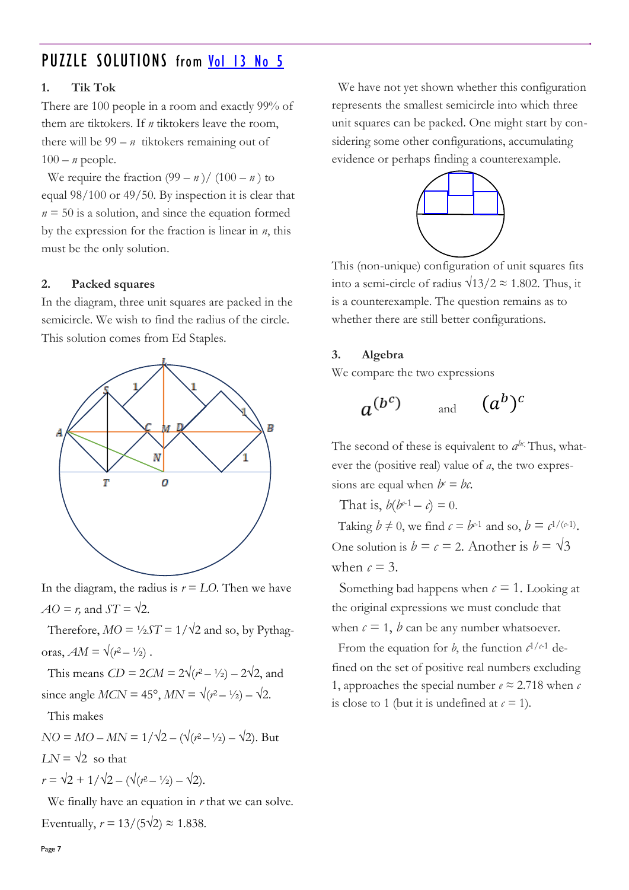# PUZZLE SOLUTIONS from Vol 13 No 5

### 1. Tik Tok

There are 100 people in a room and exactly 99% of them are tiktokers. If $n$ tiktokers leave the room, there will be $99 - n$ tiktokers remaining out of $100 - n$ people.

We require the fraction $(99 - n)/(100 - n)$ to equal 98/100 or 49/50. By inspection it is clear that $n = 50$ is a solution, and since the equation formed by the expression for the fraction is linear in $n$, this must be the only solution.

### 2. Packed squares

In the diagram, three unit squares are packed in the semicircle. We wish to find the radius of the circle. This solution comes from Ed Staples.

L
1
S
1
1
A
C
M
D
B
N
1
T
O

In the diagram, the radius is $r = LO$. Then we have $AO = r$, and $ST = \sqrt{2}$.

Therefore, $MO = \frac{1}{2}ST = 1/\sqrt{2}$ and so, by Pythagoras, $AM = \sqrt{r^2 - \frac{1}{2}}$ .

This means $CD = 2CM = 2\sqrt{r^2 - \frac{1}{2}} - 2\sqrt{2}$, and since angle $MCN = 45°$, $MN = \sqrt{r^2 - \frac{1}{2}} - \sqrt{2}$.

This makes

$NO = MO - MN = 1/\sqrt{2} - (\sqrt{r^2 - \frac{1}{2}} - \sqrt{2})$. But $LN = \sqrt{2}$ so that

$r = \sqrt{2} + 1/\sqrt{2} - (\sqrt{r^2 - \frac{1}{2}} - \sqrt{2})$.

We finally have an equation in $r$ that we can solve. Eventually, $r = 13/(5\sqrt{2}) \approx 1.838$.

We have not yet shown whether this configuration represents the smallest semicircle into which three unit squares can be packed. One might start by considering some other configurations, accumulating evidence or perhaps finding a counterexample.

This (non-unique) configuration of unit squares fits into a semi-circle of radius $\sqrt{13}/2 \approx 1.802$. Thus, it is a counterexample. The question remains as to whether there are still better configurations.

### 3. Algebra

We compare the two expressions

$$a^{(b^c)} \qquad \text{and} \qquad (a^b)^c$$

The second of these is equivalent to $a^{bc}$. Thus, whatever the (positive real) value of $a$, the two expressions are equal when $b^c = bc$.

That is, $b(b^{c-1} - c) = 0$.

Taking $b \neq 0$, we find $c = b^{c-1}$ and so, $b = c^{1/(c-1)}$. One solution is $b = c = 2$. Another is $b = \sqrt{3}$ when $c = 3$.

Something bad happens when $c = 1$. Looking at the original expressions we must conclude that when $c = 1$, $b$ can be any number whatsoever.

From the equation for $b$, the function $c^{1/c-1}$ defined on the set of positive real numbers excluding 1, approaches the special number $e \approx 2.718$ when $c$ is close to 1 (but it is undefined at $c = 1$).